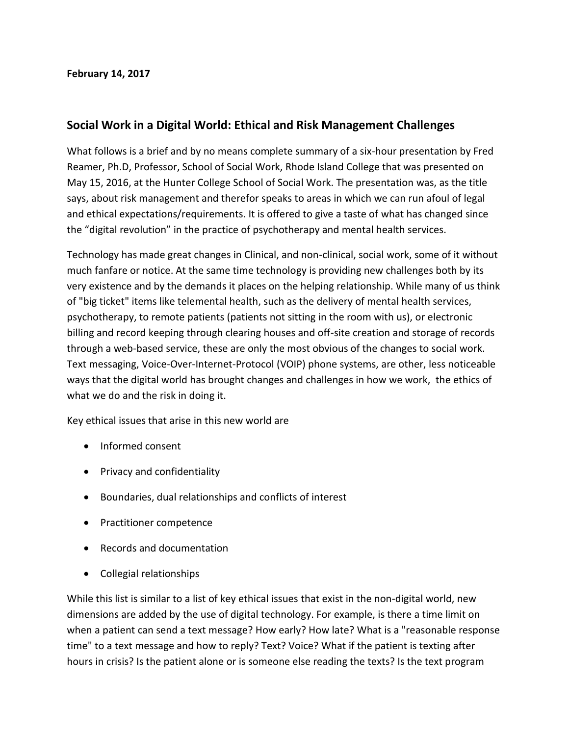**February 14, 2017**

## Social Work in a Digital World: Ethical and Risk Management Challenges

What follows is a brief and by no means complete summary of a six-hour presentation by Fred Reamer, Ph.D, Professor, School of Social Work, Rhode Island College that was presented on May 15, 2016, at the Hunter College School of Social Work. The presentation was, as the title says, about risk management and therefor speaks to areas in which we can run afoul of legal and ethical expectations/requirements. It is offered to give a taste of what has changed since the "digital revolution" in the practice of psychotherapy and mental health services.

Technology has made great changes in Clinical, and non-clinical, social work, some of it without much fanfare or notice. At the same time technology is providing new challenges both by its very existence and by the demands it places on the helping relationship. While many of us think of "big ticket" items like telemental health, such as the delivery of mental health services, psychotherapy, to remote patients (patients not sitting in the room with us), or electronic billing and record keeping through clearing houses and off-site creation and storage of records through a web-based service, these are only the most obvious of the changes to social work. Text messaging, Voice-Over-Internet-Protocol (VOIP) phone systems, are other, less noticeable ways that the digital world has brought changes and challenges in how we work, the ethics of what we do and the risk in doing it.

Key ethical issues that arise in this new world are

- Informed consent
- Privacy and confidentiality
- Boundaries, dual relationships and conflicts of interest
- Practitioner competence
- Records and documentation
- Collegial relationships

While this list is similar to a list of key ethical issues that exist in the non-digital world, new dimensions are added by the use of digital technology. For example, is there a time limit on when a patient can send a text message? How early? How late? What is a "reasonable response time" to a text message and how to reply? Text? Voice? What if the patient is texting after hours in crisis? Is the patient alone or is someone else reading the texts? Is the text program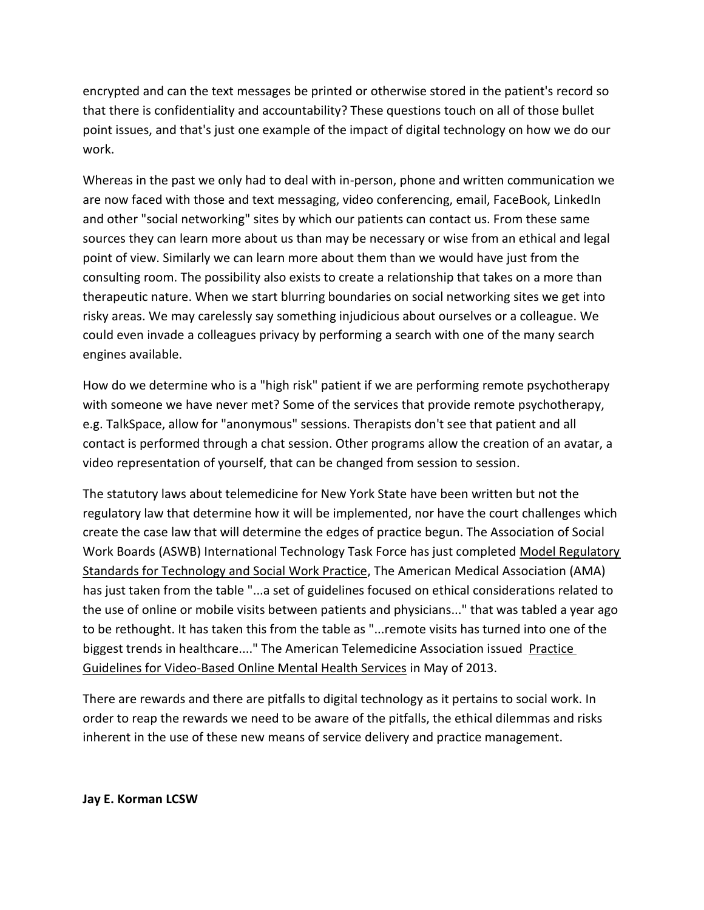encrypted and can the text messages be printed or otherwise stored in the patient's record so that there is confidentiality and accountability? These questions touch on all of those bullet point issues, and that's just one example of the impact of digital technology on how we do our work.

Whereas in the past we only had to deal with in-person, phone and written communication we are now faced with those and text messaging, video conferencing, email, FaceBook, LinkedIn and other "social networking" sites by which our patients can contact us. From these same sources they can learn more about us than may be necessary or wise from an ethical and legal point of view. Similarly we can learn more about them than we would have just from the consulting room. The possibility also exists to create a relationship that takes on a more than therapeutic nature. When we start blurring boundaries on social networking sites we get into risky areas. We may carelessly say something injudicious about ourselves or a colleague. We could even invade a colleagues privacy by performing a search with one of the many search engines available.

How do we determine who is a "high risk" patient if we are performing remote psychotherapy with someone we have never met? Some of the services that provide remote psychotherapy, e.g. TalkSpace, allow for "anonymous" sessions. Therapists don't see that patient and all contact is performed through a chat session. Other programs allow the creation of an avatar, a video representation of yourself, that can be changed from session to session.

The statutory laws about telemedicine for New York State have been written but not the regulatory law that determine how it will be implemented, nor have the court challenges which create the case law that will determine the edges of practice begun. The Association of Social Work Boards (ASWB) International Technology Task Force has just completed Model Regulatory Standards for Technology and Social Work Practice, The American Medical Association (AMA) has just taken from the table "...a set of guidelines focused on ethical considerations related to the use of online or mobile visits between patients and physicians..." that was tabled a year ago to be rethought. It has taken this from the table as "...remote visits has turned into one of the biggest trends in healthcare...." The American Telemedicine Association issued Practice Guidelines for Video-Based Online Mental Health Services in May of 2013.

There are rewards and there are pitfalls to digital technology as it pertains to social work. In order to reap the rewards we need to be aware of the pitfalls, the ethical dilemmas and risks inherent in the use of these new means of service delivery and practice management.

**Jay E. Korman LCSW**